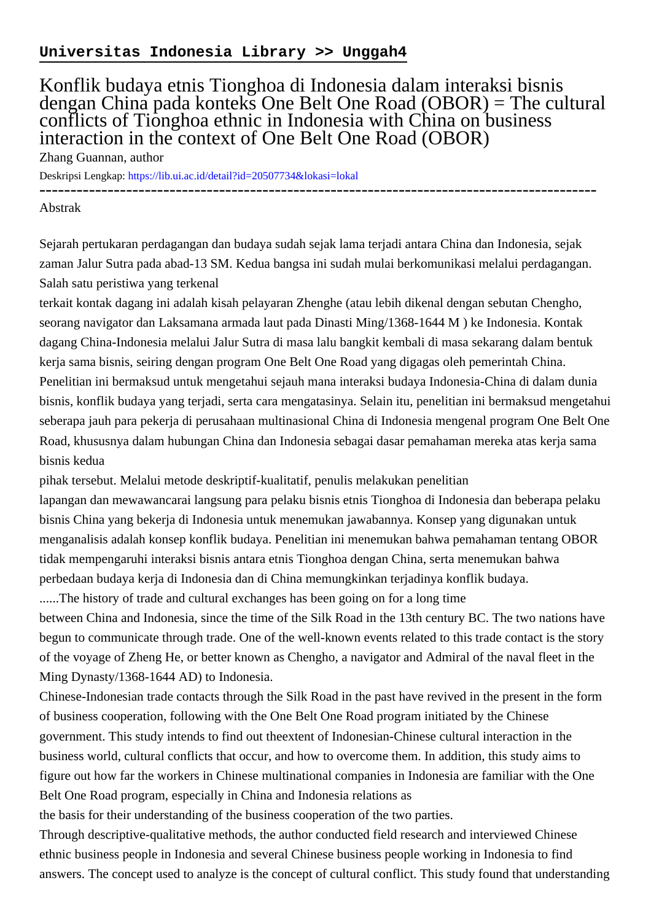**Universitas Indonesia Library >> Unggah4**

# Konflik budaya etnis Tionghoa di Indonesia dalam interaksi bisnis dengan China pada konteks One Belt One Road (OBOR) = The cultural conflicts of Tionghoa ethnic in Indonesia with China on business interaction in the context of One Belt One Road (OBOR)

Zhang Guannan, author

Deskripsi Lengkap: https://lib.ui.ac.id/detail?id=20507734&lokasi=lokal

------------------------------------------------------------------------------------------

Abstrak

Sejarah pertukaran perdagangan dan budaya sudah sejak lama terjadi antara China dan Indonesia, sejak zaman Jalur Sutra pada abad-13 SM. Kedua bangsa ini sudah mulai berkomunikasi melalui perdagangan. Salah satu peristiwa yang terkenal
terkait kontak dagang ini adalah kisah pelayaran Zhenghe (atau lebih dikenal dengan sebutan Chengho, seorang navigator dan Laksamana armada laut pada Dinasti Ming/1368-1644 M ) ke Indonesia. Kontak dagang China-Indonesia melalui Jalur Sutra di masa lalu bangkit kembali di masa sekarang dalam bentuk kerja sama bisnis, seiring dengan program One Belt One Road yang digagas oleh pemerintah China. Penelitian ini bermaksud untuk mengetahui sejauh mana interaksi budaya Indonesia-China di dalam dunia bisnis, konflik budaya yang terjadi, serta cara mengatasinya. Selain itu, penelitian ini bermaksud mengetahui seberapa jauh para pekerja di perusahaan multinasional China di Indonesia mengenal program One Belt One Road, khususnya dalam hubungan China dan Indonesia sebagai dasar pemahaman mereka atas kerja sama bisnis kedua
pihak tersebut. Melalui metode deskriptif-kualitatif, penulis melakukan penelitian
lapangan dan mewawancarai langsung para pelaku bisnis etnis Tionghoa di Indonesia dan beberapa pelaku bisnis China yang bekerja di Indonesia untuk menemukan jawabannya. Konsep yang digunakan untuk menganalisis adalah konsep konflik budaya. Penelitian ini menemukan bahwa pemahaman tentang OBOR tidak mempengaruhi interaksi bisnis antara etnis Tionghoa dengan China, serta menemukan bahwa perbedaan budaya kerja di Indonesia dan di China memungkinkan terjadinya konflik budaya.
......The history of trade and cultural exchanges has been going on for a long time
between China and Indonesia, since the time of the Silk Road in the 13th century BC. The two nations have begun to communicate through trade. One of the well-known events related to this trade contact is the story of the voyage of Zheng He, or better known as Chengho, a navigator and Admiral of the naval fleet in the Ming Dynasty/1368-1644 AD) to Indonesia.
Chinese-Indonesian trade contacts through the Silk Road in the past have revived in the present in the form of business cooperation, following with the One Belt One Road program initiated by the Chinese government. This study intends to find out theextent of Indonesian-Chinese cultural interaction in the business world, cultural conflicts that occur, and how to overcome them. In addition, this study aims to figure out how far the workers in Chinese multinational companies in Indonesia are familiar with the One Belt One Road program, especially in China and Indonesia relations as
the basis for their understanding of the business cooperation of the two parties.
Through descriptive-qualitative methods, the author conducted field research and interviewed Chinese ethnic business people in Indonesia and several Chinese business people working in Indonesia to find answers. The concept used to analyze is the concept of cultural conflict. This study found that understanding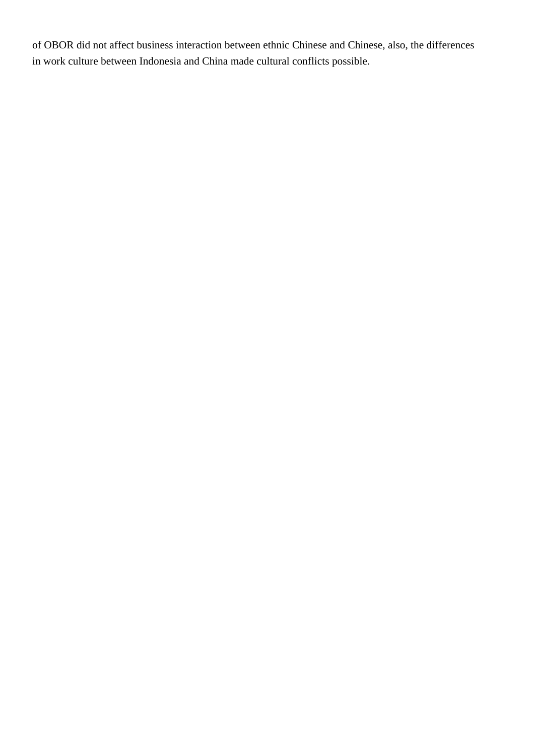of OBOR did not affect business interaction between ethnic Chinese and Chinese, also, the differences in work culture between Indonesia and China made cultural conflicts possible.